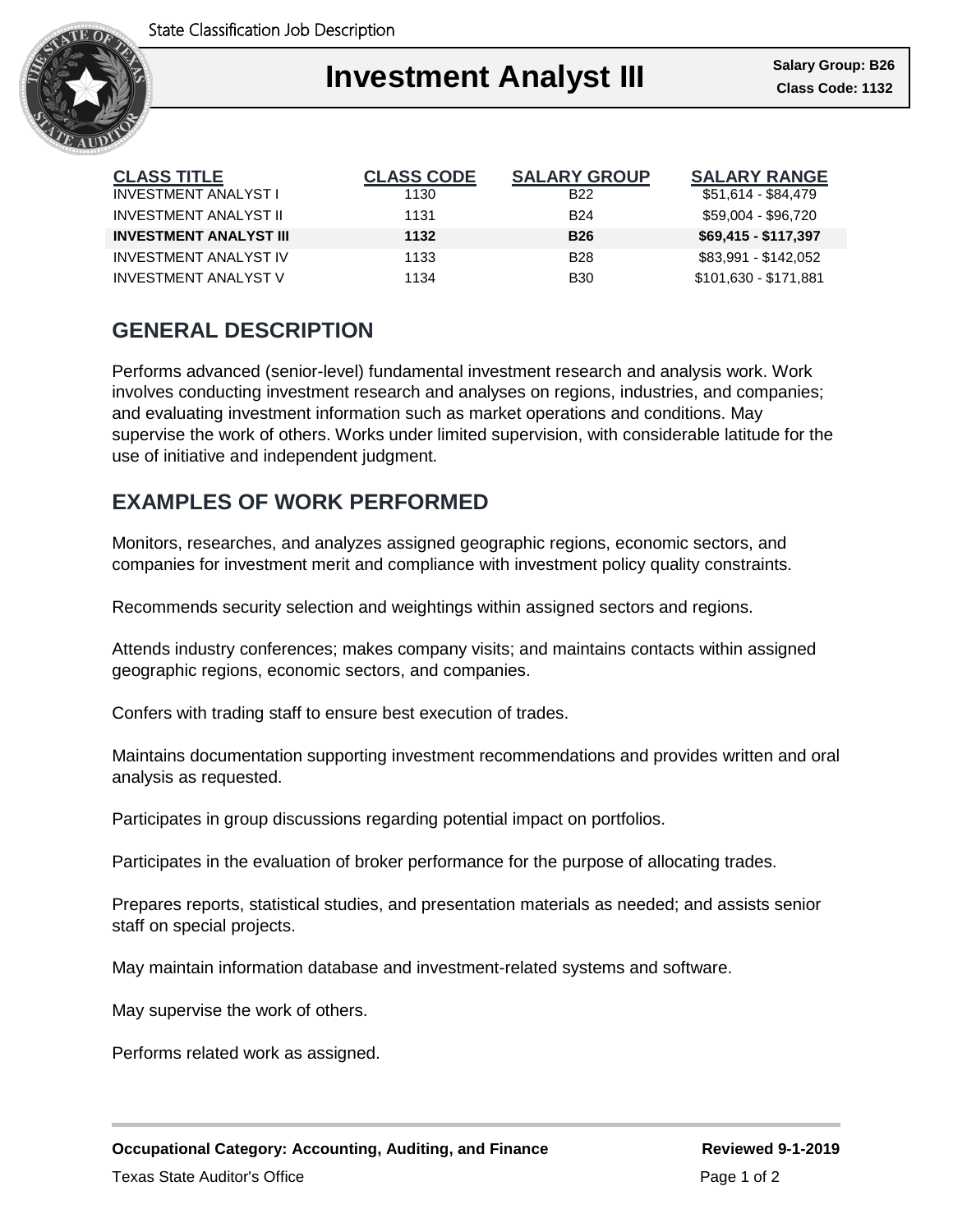# Investment Analyst III

**Salary Group: B26**
**Class Code: 1132**

| CLASS TITLE | CLASS CODE | SALARY GROUP | SALARY RANGE |
|---|---|---|---|
| INVESTMENT ANALYST I | 1130 | B22 | $51,614 - $84,479 |
| INVESTMENT ANALYST II | 1131 | B24 | $59,004 - $96,720 |
| **INVESTMENT ANALYST III** | **1132** | **B26** | **$69,415 - $117,397** |
| INVESTMENT ANALYST IV | 1133 | B28 | $83,991 - $142,052 |
| INVESTMENT ANALYST V | 1134 | B30 | $101,630 - $171,881 |

## GENERAL DESCRIPTION

Performs advanced (senior-level) fundamental investment research and analysis work. Work involves conducting investment research and analyses on regions, industries, and companies; and evaluating investment information such as market operations and conditions. May supervise the work of others. Works under limited supervision, with considerable latitude for the use of initiative and independent judgment.

## EXAMPLES OF WORK PERFORMED

Monitors, researches, and analyzes assigned geographic regions, economic sectors, and companies for investment merit and compliance with investment policy quality constraints.

Recommends security selection and weightings within assigned sectors and regions.

Attends industry conferences; makes company visits; and maintains contacts within assigned geographic regions, economic sectors, and companies.

Confers with trading staff to ensure best execution of trades.

Maintains documentation supporting investment recommendations and provides written and oral analysis as requested.

Participates in group discussions regarding potential impact on portfolios.

Participates in the evaluation of broker performance for the purpose of allocating trades.

Prepares reports, statistical studies, and presentation materials as needed; and assists senior staff on special projects.

May maintain information database and investment-related systems and software.

May supervise the work of others.

Performs related work as assigned.

**Occupational Category: Accounting, Auditing, and Finance** **Reviewed 9-1-2019**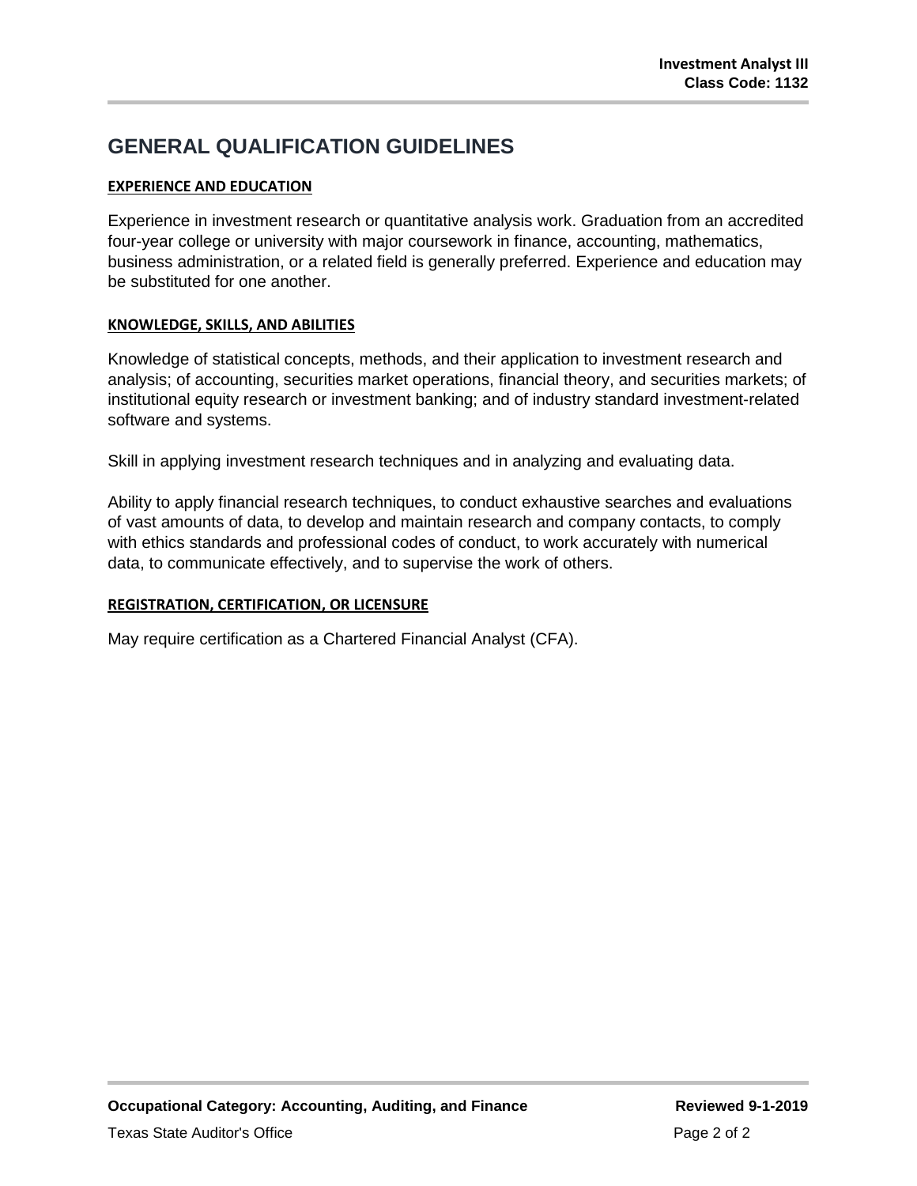# GENERAL QUALIFICATION GUIDELINES

## EXPERIENCE AND EDUCATION

Experience in investment research or quantitative analysis work. Graduation from an accredited four-year college or university with major coursework in finance, accounting, mathematics, business administration, or a related field is generally preferred. Experience and education may be substituted for one another.

## KNOWLEDGE, SKILLS, AND ABILITIES

Knowledge of statistical concepts, methods, and their application to investment research and analysis; of accounting, securities market operations, financial theory, and securities markets; of institutional equity research or investment banking; and of industry standard investment-related software and systems.

Skill in applying investment research techniques and in analyzing and evaluating data.

Ability to apply financial research techniques, to conduct exhaustive searches and evaluations of vast amounts of data, to develop and maintain research and company contacts, to comply with ethics standards and professional codes of conduct, to work accurately with numerical data, to communicate effectively, and to supervise the work of others.

## REGISTRATION, CERTIFICATION, OR LICENSURE

May require certification as a Chartered Financial Analyst (CFA).